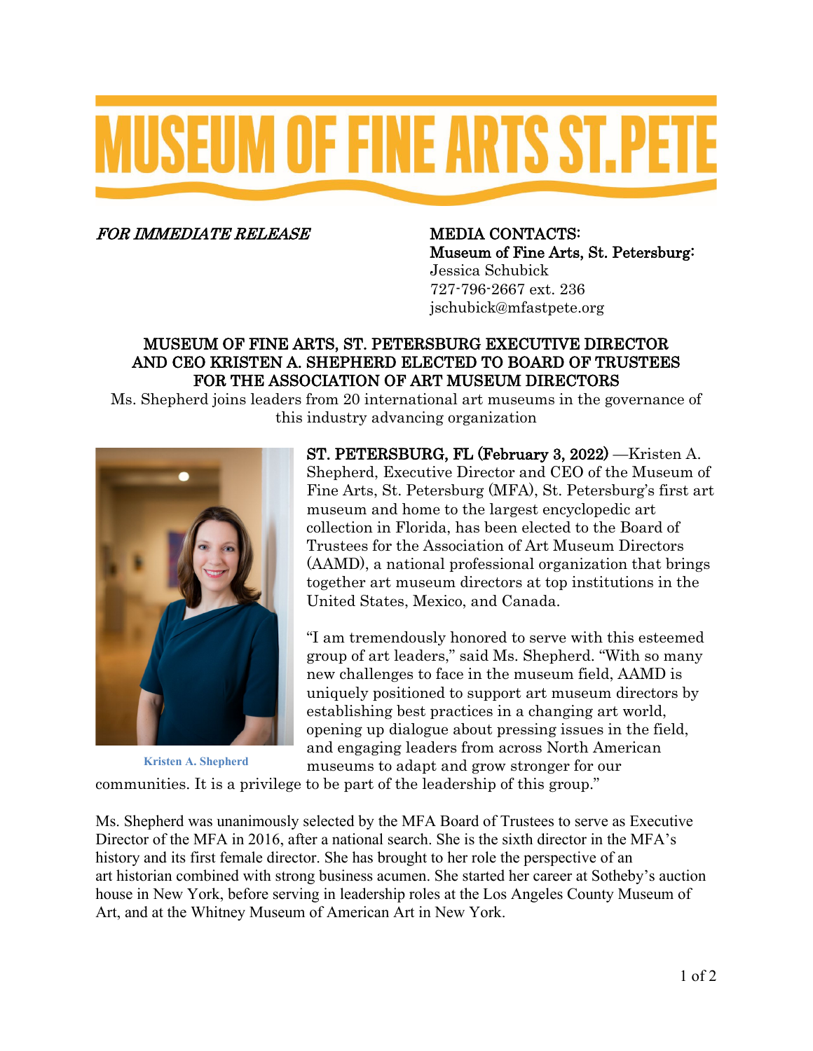# MUSEUM OF FINE ARTS ST.PETE

*FOR IMMEDIATE RELEASE*

MEDIA CONTACTS:
Museum of Fine Arts, St. Petersburg:
Jessica Schubick
727-796-2667 ext. 236
jschubick@mfastpete.org

## MUSEUM OF FINE ARTS, ST. PETERSBURG EXECUTIVE DIRECTOR AND CEO KRISTEN A. SHEPHERD ELECTED TO BOARD OF TRUSTEES FOR THE ASSOCIATION OF ART MUSEUM DIRECTORS

Ms. Shepherd joins leaders from 20 international art museums in the governance of this industry advancing organization

Kristen A. Shepherd

ST. PETERSBURG, FL (February 3, 2022) —Kristen A. Shepherd, Executive Director and CEO of the Museum of Fine Arts, St. Petersburg (MFA), St. Petersburg's first art museum and home to the largest encyclopedic art collection in Florida, has been elected to the Board of Trustees for the Association of Art Museum Directors (AAMD), a national professional organization that brings together art museum directors at top institutions in the United States, Mexico, and Canada.

"I am tremendously honored to serve with this esteemed group of art leaders," said Ms. Shepherd. "With so many new challenges to face in the museum field, AAMD is uniquely positioned to support art museum directors by establishing best practices in a changing art world, opening up dialogue about pressing issues in the field, and engaging leaders from across North American museums to adapt and grow stronger for our communities. It is a privilege to be part of the leadership of this group."

Ms. Shepherd was unanimously selected by the MFA Board of Trustees to serve as Executive Director of the MFA in 2016, after a national search. She is the sixth director in the MFA's history and its first female director. She has brought to her role the perspective of an art historian combined with strong business acumen. She started her career at Sotheby's auction house in New York, before serving in leadership roles at the Los Angeles County Museum of Art, and at the Whitney Museum of American Art in New York.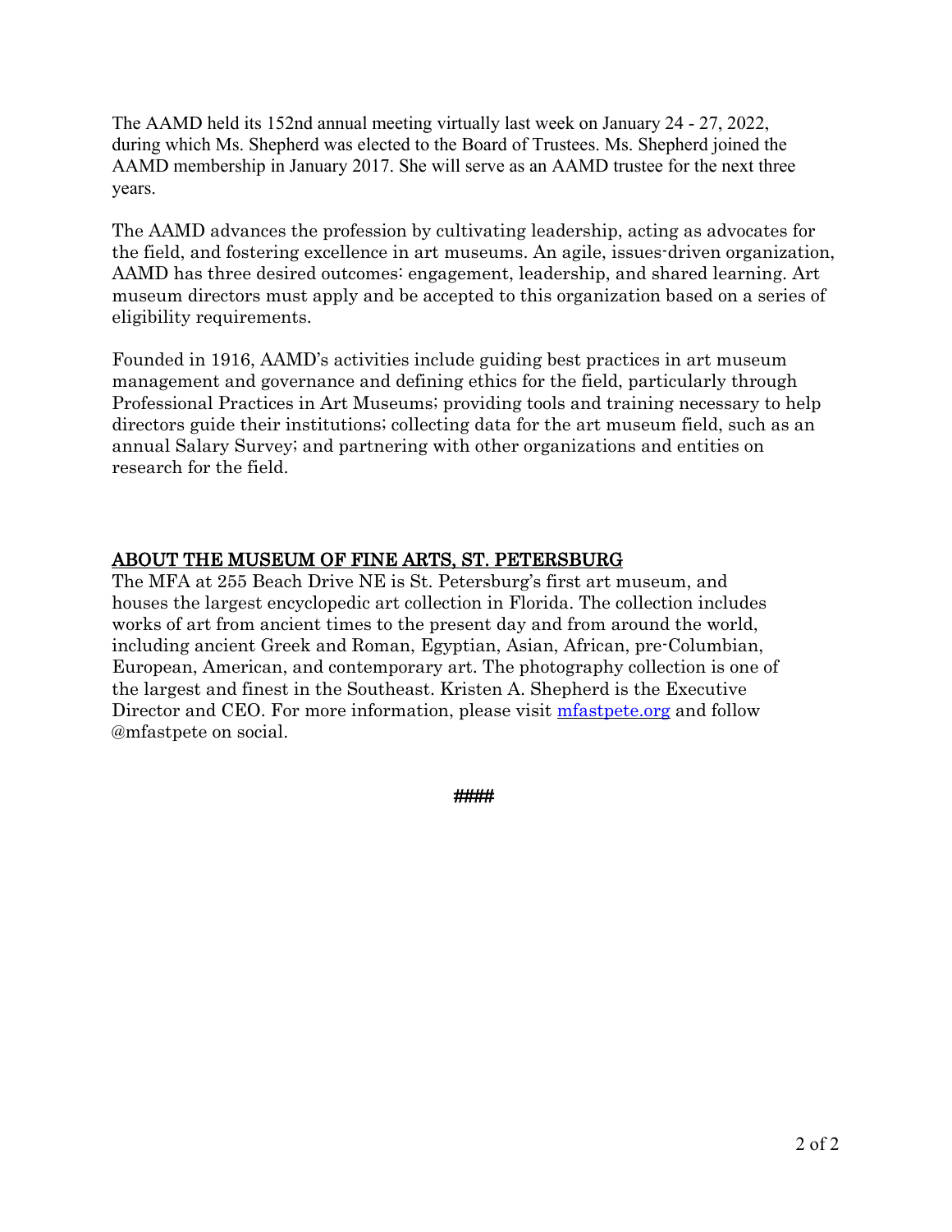The AAMD held its 152nd annual meeting virtually last week on January 24 - 27, 2022, during which Ms. Shepherd was elected to the Board of Trustees. Ms. Shepherd joined the AAMD membership in January 2017. She will serve as an AAMD trustee for the next three years.

The AAMD advances the profession by cultivating leadership, acting as advocates for the field, and fostering excellence in art museums. An agile, issues-driven organization, AAMD has three desired outcomes: engagement, leadership, and shared learning. Art museum directors must apply and be accepted to this organization based on a series of eligibility requirements.

Founded in 1916, AAMD's activities include guiding best practices in art museum management and governance and defining ethics for the field, particularly through Professional Practices in Art Museums; providing tools and training necessary to help directors guide their institutions; collecting data for the art museum field, such as an annual Salary Survey; and partnering with other organizations and entities on research for the field.

## ABOUT THE MUSEUM OF FINE ARTS, ST. PETERSBURG

The MFA at 255 Beach Drive NE is St. Petersburg's first art museum, and houses the largest encyclopedic art collection in Florida. The collection includes works of art from ancient times to the present day and from around the world, including ancient Greek and Roman, Egyptian, Asian, African, pre-Columbian, European, American, and contemporary art. The photography collection is one of the largest and finest in the Southeast. Kristen A. Shepherd is the Executive Director and CEO. For more information, please visit [mfastpete.org](mfastpete.org) and follow @mfastpete on social.

####